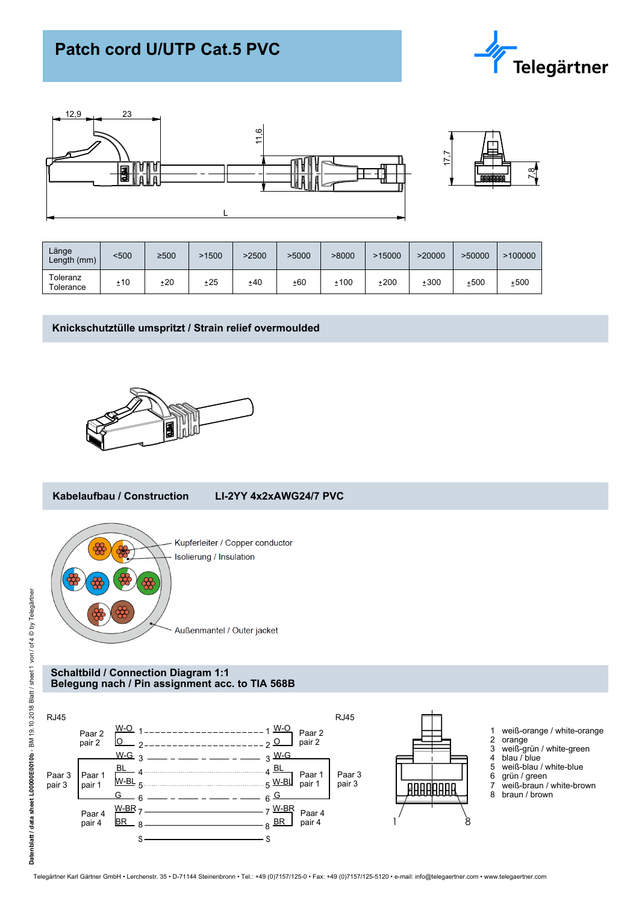# Patch cord U/UTP Cat.5 PVC

Telegärtner

12,9 | 23 | 11,6 | L | 17,7 | 7,8

| Länge<br>Length (mm) | <500 | ≥500 | >1500 | >2500 | >5000 | >8000 | >15000 | >20000 | >50000 | >100000 |
|---|---|---|---|---|---|---|---|---|---|---|
| Toleranz<br>Tolerance | ±10 | ±20 | ±25 | ±40 | ±60 | ±100 | ±200 | ±300 | ±500 | ±500 |

## Knickschutztülle umspritzt / Strain relief overmoulded

## Kabelaufbau / Construction LI-2YY 4x2xAWG24/7 PVC

- Kupferleiter / Copper conductor
- Isolierung / Insulation
- Außenmantel / Outer jacket

## Schaltbild / Connection Diagram 1:1
## Belegung nach / Pin assignment acc. to TIA 568B

| RJ45 | | Pin | | Pin | | RJ45 |
|---|---|---|---|---|---|---|
| Paar 2 / pair 2 | W-O | 1 | — | 1 | W-O | Paar 2 / pair 2 |
| | O | 2 | — | 2 | O | |
| Paar 3 / pair 3 | W-G | 3 | — | 3 | W-G | Paar 3 / pair 3 |
| Paar 1 / pair 1 | BL | 4 | — | 4 | BL | Paar 1 / pair 1 |
| | W-BL | 5 | — | 5 | W-BL | |
| Paar 3 / pair 3 | G | 6 | — | 6 | G | Paar 3 / pair 3 |
| Paar 4 / pair 4 | W-BR | 7 | — | 7 | W-BR | Paar 4 / pair 4 |
| | BR | 8 | — | 8 | BR | |
| | | S | — | S | | |

1 ... 8

1. weiß-orange / white-orange
2. orange
3. weiß-grün / white-green
4. blau / blue
5. weiß-blau / white-blue
6. grün / green
7. weiß-braun / white-brown
8. braun / brown

Datenblatt / data sheet L00000E0010b - BM 19.10.2018 Blatt / sheet 1 von / of 4 © by Telegärtner

Telegärtner Karl Gärtner GmbH • Lerchenstr. 35 • D-71144 Steinenbronn • Tel.: +49 (0)7157/125-0 • Fax: +49 (0)7157/125-5120 • e-mail: info@telegaertner.com • www.telegaertner.com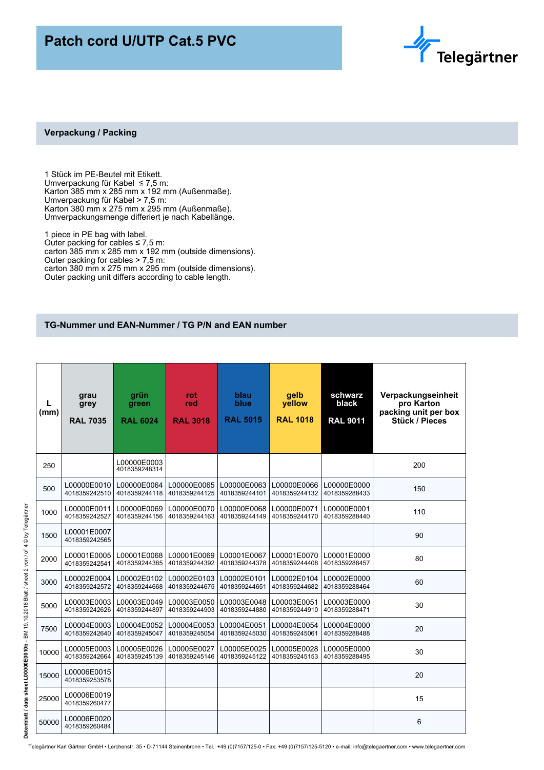# Patch cord U/UTP Cat.5 PVC

## Verpackung / Packing

1 Stück im PE-Beutel mit Etikett.
Umverpackung für Kabel ≤ 7,5 m:
Karton 385 mm x 285 mm x 192 mm (Außenmaße).
Umverpackung für Kabel > 7,5 m:
Karton 380 mm x 275 mm x 295 mm (Außenmaße).
Umverpackungsmenge differiert je nach Kabellänge.

1 piece in PE bag with label.
Outer packing for cables ≤ 7,5 m:
carton 385 mm x 285 mm x 192 mm (outside dimensions).
Outer packing for cables > 7,5 m:
carton 380 mm x 275 mm x 295 mm (outside dimensions).
Outer packing unit differs according to cable length.

## TG-Nummer und EAN-Nummer / TG P/N and EAN number

| L (mm) | grau grey RAL 7035 | grün green RAL 6024 | rot red RAL 3018 | blau blue RAL 5015 | gelb yellow RAL 1018 | schwarz black RAL 9011 | Verpackungseinheit pro Karton packing unit per box Stück / Pieces |
|---|---|---|---|---|---|---|---|
| 250 | | L00000E0003 4018359248314 | | | | | 200 |
| 500 | L00000E0010 4018359242510 | L00000E0064 4018359244118 | L00000E0065 4018359244125 | L00000E0063 4018359244101 | L00000E0066 4018359244132 | L00000E0000 4018359288433 | 150 |
| 1000 | L00000E0011 4018359242527 | L00000E0069 4018359244156 | L00000E0070 4018359244163 | L00000E0068 4018359244149 | L00000E0071 4018359244170 | L00000E0001 4018359288440 | 110 |
| 1500 | L00001E0007 4018359242565 | | | | | | 90 |
| 2000 | L00001E0005 4018359242541 | L00001E0068 4018359244385 | L00001E0069 4018359244392 | L00001E0067 4018359244378 | L00001E0070 4018359244408 | L00001E0000 4018359288457 | 80 |
| 3000 | L00002E0004 4018359242572 | L00002E0102 4018359244668 | L00002E0103 4018359244675 | L00002E0101 4018359244651 | L00002E0104 4018359244682 | L00002E0000 4018359288464 | 60 |
| 5000 | L00003E0003 4018359242626 | L00003E0049 4018359244897 | L00003E0050 4018359244903 | L00003E0048 4018359244880 | L00003E0051 4018359244910 | L00003E0000 4018359288471 | 30 |
| 7500 | L00004E0003 4018359242640 | L00004E0052 4018359245047 | L00004E0053 4018359245054 | L00004E0051 4018359245030 | L00004E0054 4018359245061 | L00004E0000 4018359288488 | 20 |
| 10000 | L00005E0003 4018359242664 | L00005E0026 4018359245139 | L00005E0027 4018359245146 | L00005E0025 4018359245122 | L00005E0028 4018359245153 | L00005E0000 4018359288495 | 30 |
| 15000 | L00006E0015 4018359253578 | | | | | | 20 |
| 25000 | L00006E0019 4018359260477 | | | | | | 15 |
| 50000 | L00006E0020 4018359260484 | | | | | | 6 |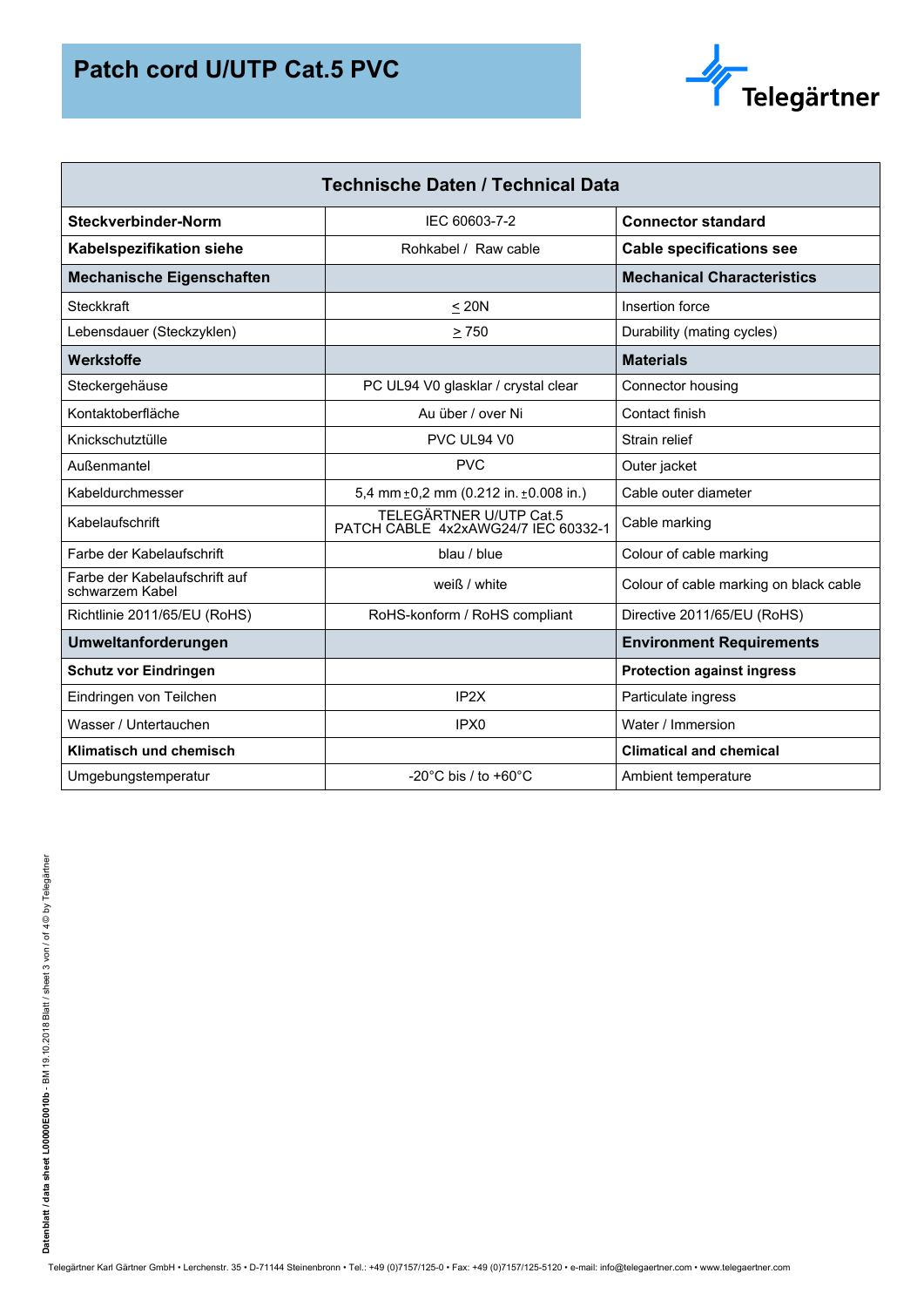# Patch cord U/UTP Cat.5 PVC

| Technische Daten / Technical Data | | |
|---|---|---|
| **Steckverbinder-Norm** | IEC 60603-7-2 | **Connector standard** |
| **Kabelspezifikation siehe** | Rohkabel / Raw cable | **Cable specifications see** |
| **Mechanische Eigenschaften** | | **Mechanical Characteristics** |
| Steckkraft | ≤ 20N | Insertion force |
| Lebensdauer (Steckzyklen) | ≥ 750 | Durability (mating cycles) |
| **Werkstoffe** | | **Materials** |
| Steckergehäuse | PC UL94 V0 glasklar / crystal clear | Connector housing |
| Kontaktoberfläche | Au über / over Ni | Contact finish |
| Knickschutztülle | PVC UL94 V0 | Strain relief |
| Außenmantel | PVC | Outer jacket |
| Kabeldurchmesser | 5,4 mm ±0,2 mm (0.212 in. ±0.008 in.) | Cable outer diameter |
| Kabelaufschrift | TELEGÄRTNER U/UTP Cat.5 PATCH CABLE 4x2xAWG24/7 IEC 60332-1 | Cable marking |
| Farbe der Kabelaufschrift | blau / blue | Colour of cable marking |
| Farbe der Kabelaufschrift auf schwarzem Kabel | weiß / white | Colour of cable marking on black cable |
| Richtlinie 2011/65/EU (RoHS) | RoHS-konform / RoHS compliant | Directive 2011/65/EU (RoHS) |
| **Umweltanforderungen** | | **Environment Requirements** |
| **Schutz vor Eindringen** | | **Protection against ingress** |
| Eindringen von Teilchen | IP2X | Particulate ingress |
| Wasser / Untertauchen | IPX0 | Water / Immersion |
| **Klimatisch und chemisch** | | **Climatical and chemical** |
| Umgebungstemperatur | -20°C bis / to +60°C | Ambient temperature |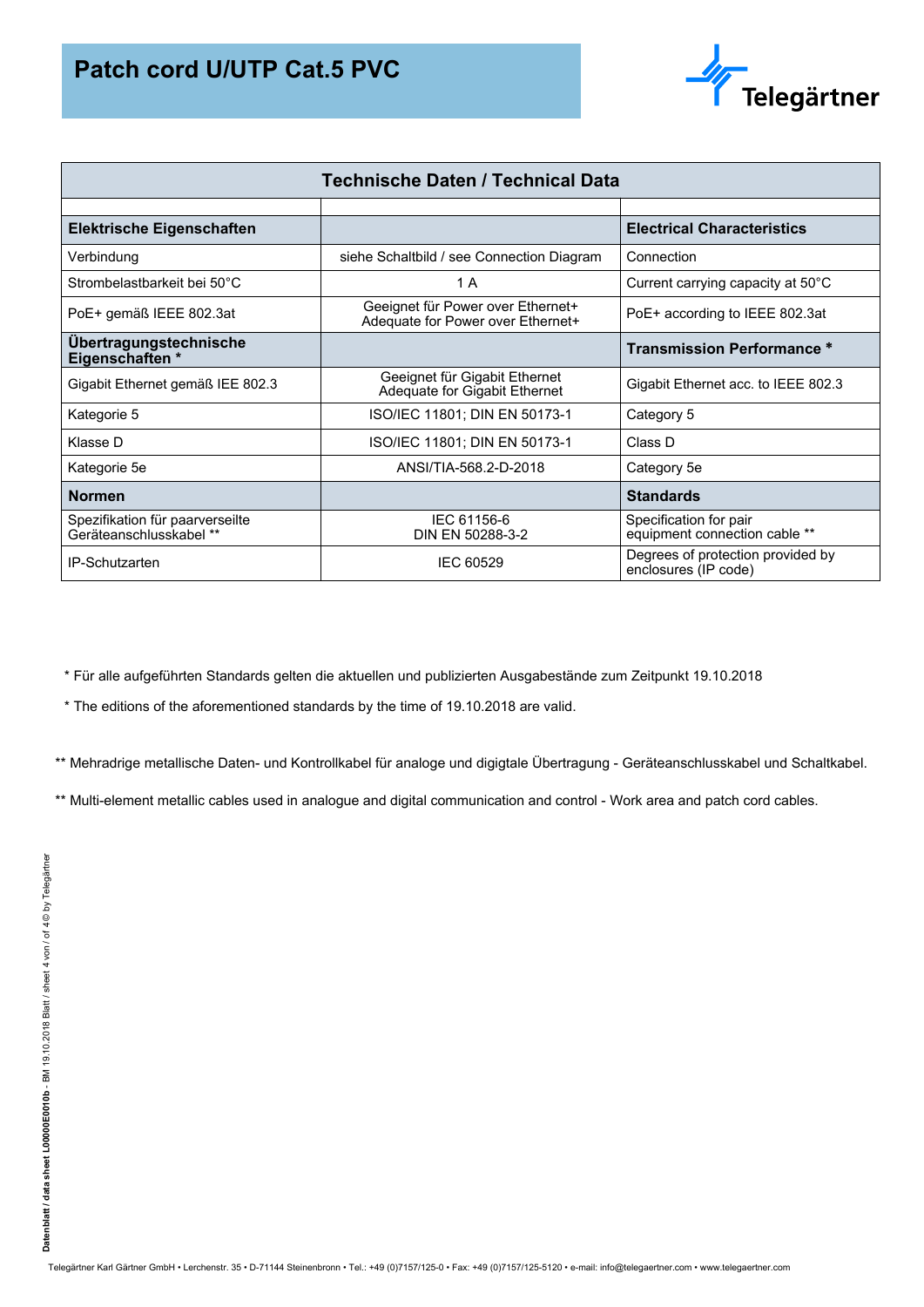# Patch cord U/UTP Cat.5 PVC

| Technische Daten / Technical Data | | |
|---|---|---|
| | | |
| **Elektrische Eigenschaften** | | **Electrical Characteristics** |
| Verbindung | siehe Schaltbild / see Connection Diagram | Connection |
| Strombelastbarkeit bei 50°C | 1 A | Current carrying capacity at 50°C |
| PoE+ gemäß IEEE 802.3at | Geeignet für Power over Ethernet+<br>Adequate for Power over Ethernet+ | PoE+ according to IEEE 802.3at |
| **Übertragungstechnische Eigenschaften** * | | **Transmission Performance** * |
| Gigabit Ethernet gemäß IEE 802.3 | Geeignet für Gigabit Ethernet<br>Adequate for Gigabit Ethernet | Gigabit Ethernet acc. to IEEE 802.3 |
| Kategorie 5 | ISO/IEC 11801; DIN EN 50173-1 | Category 5 |
| Klasse D | ISO/IEC 11801; DIN EN 50173-1 | Class D |
| Kategorie 5e | ANSI/TIA-568.2-D-2018 | Category 5e |
| **Normen** | | **Standards** |
| Spezifikation für paarverseilte Geräteanschlusskabel ** | IEC 61156-6<br>DIN EN 50288-3-2 | Specification for pair equipment connection cable ** |
| IP-Schutzarten | IEC 60529 | Degrees of protection provided by enclosures (IP code) |

* Für alle aufgeführten Standards gelten die aktuellen und publizierten Ausgabestände zum Zeitpunkt 19.10.2018

* The editions of the aforementioned standards by the time of 19.10.2018 are valid.

** Mehradrige metallische Daten- und Kontrollkabel für analoge und digigtale Übertragung - Geräteanschlusskabel und Schaltkabel.

** Multi-element metallic cables used in analogue and digital communication and control - Work area and patch cord cables.